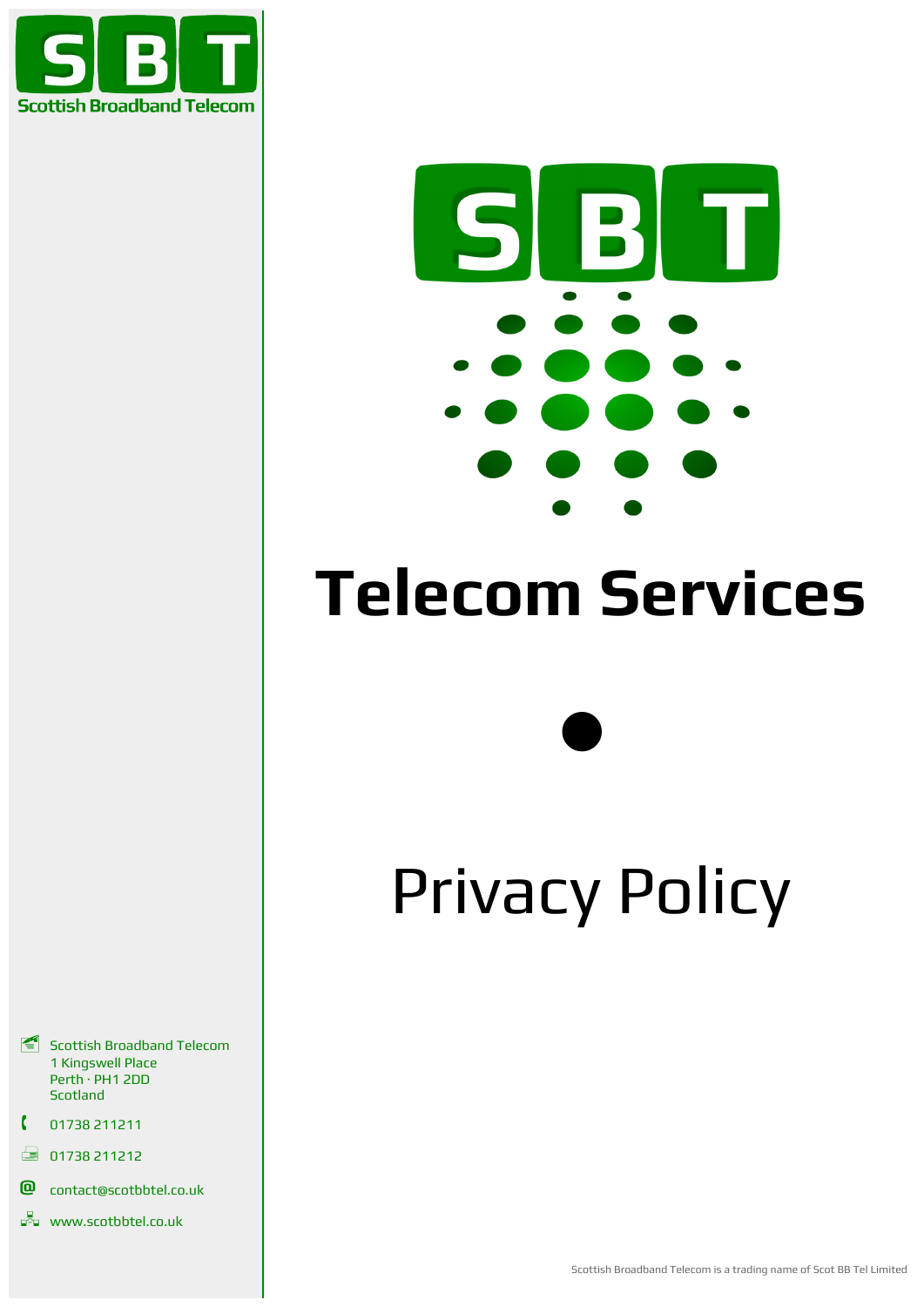SBT

Scottish Broadband Telecom

# Telecom Services

●

# Privacy Policy

Scottish Broadband Telecom
1 Kingswell Place
Perth · PH1 2DD
Scotland

01738 211211

01738 211212

contact@scotbbtel.co.uk

www.scotbbtel.co.uk

Scottish Broadband Telecom is a trading name of Scot BB Tel Limited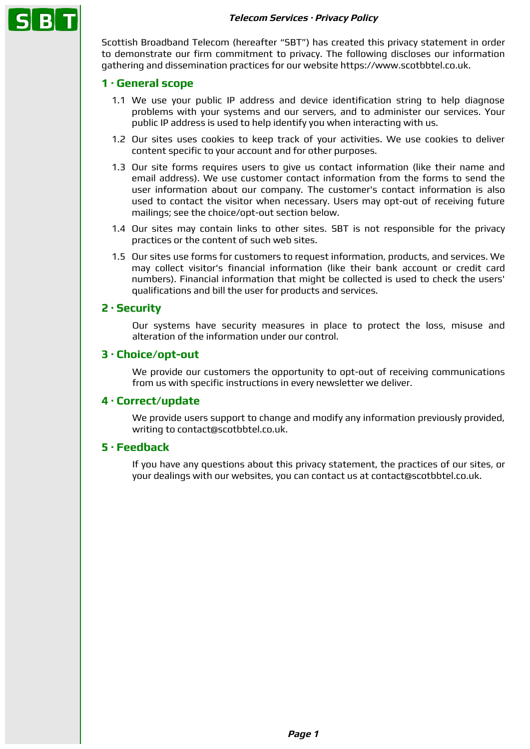Scottish Broadband Telecom (hereafter "SBT") has created this privacy statement in order to demonstrate our firm commitment to privacy. The following discloses our information gathering and dissemination practices for our website https://www.scotbbtel.co.uk.

## 1 · General scope

1.1 We use your public IP address and device identification string to help diagnose problems with your systems and our servers, and to administer our services. Your public IP address is used to help identify you when interacting with us.

1.2 Our sites uses cookies to keep track of your activities. We use cookies to deliver content specific to your account and for other purposes.

1.3 Our site forms requires users to give us contact information (like their name and email address). We use customer contact information from the forms to send the user information about our company. The customer's contact information is also used to contact the visitor when necessary. Users may opt-out of receiving future mailings; see the choice/opt-out section below.

1.4 Our sites may contain links to other sites. SBT is not responsible for the privacy practices or the content of such web sites.

1.5 Our sites use forms for customers to request information, products, and services. We may collect visitor's financial information (like their bank account or credit card numbers). Financial information that might be collected is used to check the users' qualifications and bill the user for products and services.

## 2 · Security

Our systems have security measures in place to protect the loss, misuse and alteration of the information under our control.

## 3 · Choice/opt-out

We provide our customers the opportunity to opt-out of receiving communications from us with specific instructions in every newsletter we deliver.

## 4 · Correct/update

We provide users support to change and modify any information previously provided, writing to contact@scotbbtel.co.uk.

## 5 · Feedback

If you have any questions about this privacy statement, the practices of our sites, or your dealings with our websites, you can contact us at contact@scotbbtel.co.uk.